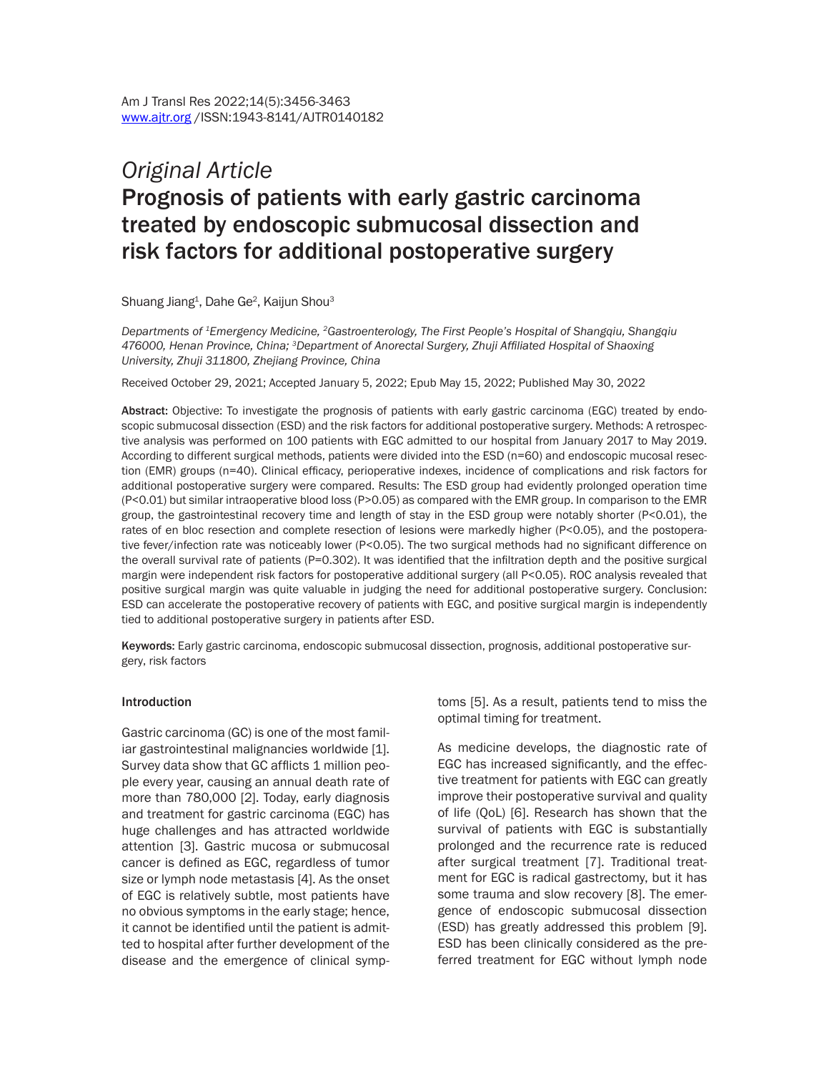*Original Article*

# Prognosis of patients with early gastric carcinoma treated by endoscopic submucosal dissection and risk factors for additional postoperative surgery

Shuang Jiang[1], Dahe Ge[2], Kaijun Shou[3]

*Departments of [1]Emergency Medicine, [2]Gastroenterology, The First People's Hospital of Shangqiu, Shangqiu 476000, Henan Province, China; [3]Department of Anorectal Surgery, Zhuji Affiliated Hospital of Shaoxing University, Zhuji 311800, Zhejiang Province, China*

Received October 29, 2021; Accepted January 5, 2022; Epub May 15, 2022; Published May 30, 2022

**Abstract:** Objective: To investigate the prognosis of patients with early gastric carcinoma (EGC) treated by endoscopic submucosal dissection (ESD) and the risk factors for additional postoperative surgery. Methods: A retrospective analysis was performed on 100 patients with EGC admitted to our hospital from January 2017 to May 2019. According to different surgical methods, patients were divided into the ESD (n=60) and endoscopic mucosal resection (EMR) groups (n=40). Clinical efficacy, perioperative indexes, incidence of complications and risk factors for additional postoperative surgery were compared. Results: The ESD group had evidently prolonged operation time (P<0.01) but similar intraoperative blood loss (P>0.05) as compared with the EMR group. In comparison to the EMR group, the gastrointestinal recovery time and length of stay in the ESD group were notably shorter (P<0.01), the rates of en bloc resection and complete resection of lesions were markedly higher (P<0.05), and the postoperative fever/infection rate was noticeably lower (P<0.05). The two surgical methods had no significant difference on the overall survival rate of patients (P=0.302). It was identified that the infiltration depth and the positive surgical margin were independent risk factors for postoperative additional surgery (all P<0.05). ROC analysis revealed that positive surgical margin was quite valuable in judging the need for additional postoperative surgery. Conclusion: ESD can accelerate the postoperative recovery of patients with EGC, and positive surgical margin is independently tied to additional postoperative surgery in patients after ESD.

**Keywords:** Early gastric carcinoma, endoscopic submucosal dissection, prognosis, additional postoperative surgery, risk factors

## Introduction

Gastric carcinoma (GC) is one of the most familiar gastrointestinal malignancies worldwide [1]. Survey data show that GC afflicts 1 million people every year, causing an annual death rate of more than 780,000 [2]. Today, early diagnosis and treatment for gastric carcinoma (EGC) has huge challenges and has attracted worldwide attention [3]. Gastric mucosa or submucosal cancer is defined as EGC, regardless of tumor size or lymph node metastasis [4]. As the onset of EGC is relatively subtle, most patients have no obvious symptoms in the early stage; hence, it cannot be identified until the patient is admitted to hospital after further development of the disease and the emergence of clinical symptoms [5]. As a result, patients tend to miss the optimal timing for treatment.

As medicine develops, the diagnostic rate of EGC has increased significantly, and the effective treatment for patients with EGC can greatly improve their postoperative survival and quality of life (QoL) [6]. Research has shown that the survival of patients with EGC is substantially prolonged and the recurrence rate is reduced after surgical treatment [7]. Traditional treatment for EGC is radical gastrectomy, but it has some trauma and slow recovery [8]. The emergence of endoscopic submucosal dissection (ESD) has greatly addressed this problem [9]. ESD has been clinically considered as the preferred treatment for EGC without lymph node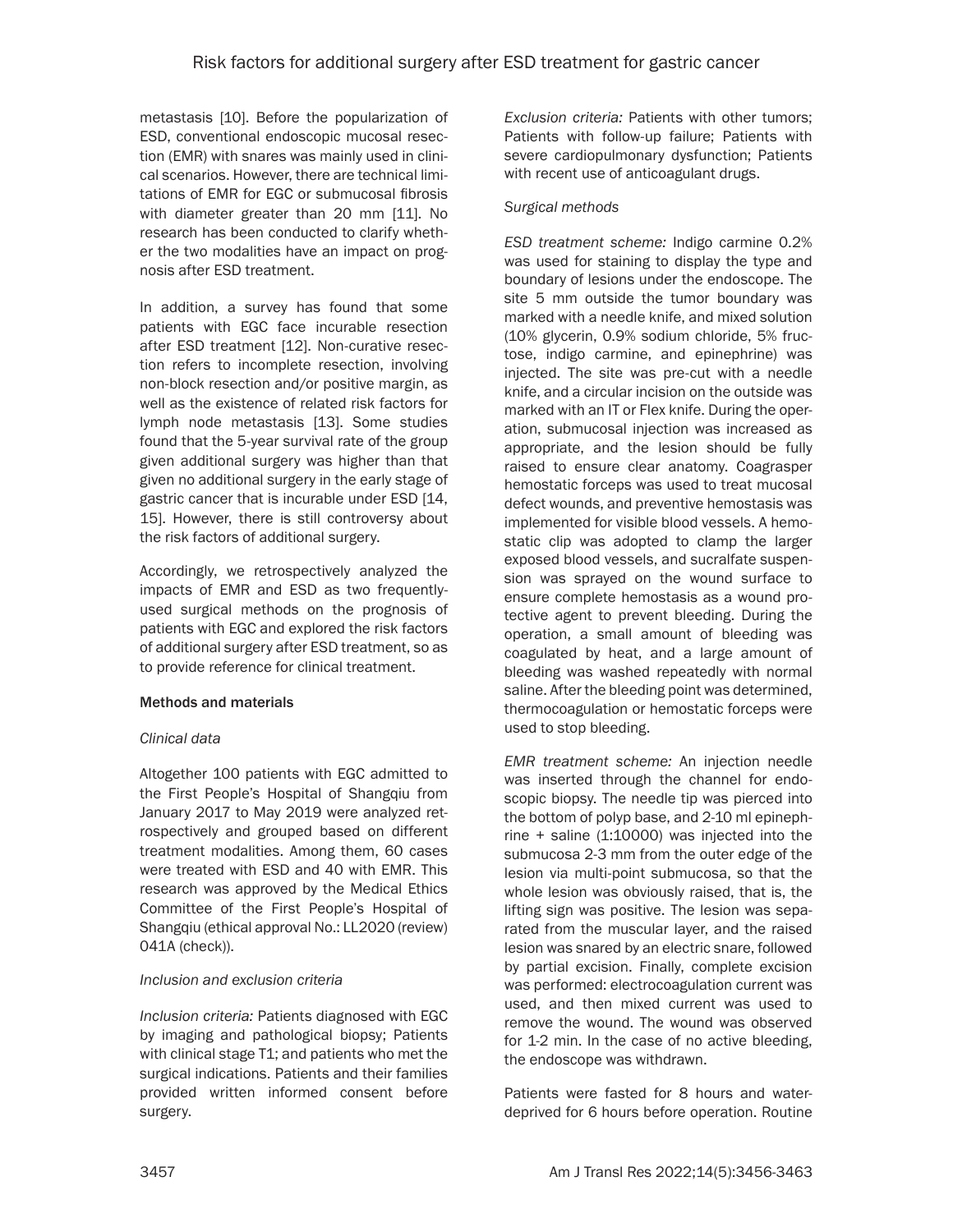metastasis [10]. Before the popularization of ESD, conventional endoscopic mucosal resection (EMR) with snares was mainly used in clinical scenarios. However, there are technical limitations of EMR for EGC or submucosal fibrosis with diameter greater than 20 mm [11]. No research has been conducted to clarify whether the two modalities have an impact on prognosis after ESD treatment.

In addition, a survey has found that some patients with EGC face incurable resection after ESD treatment [12]. Non-curative resection refers to incomplete resection, involving non-block resection and/or positive margin, as well as the existence of related risk factors for lymph node metastasis [13]. Some studies found that the 5-year survival rate of the group given additional surgery was higher than that given no additional surgery in the early stage of gastric cancer that is incurable under ESD [14, 15]. However, there is still controversy about the risk factors of additional surgery.

Accordingly, we retrospectively analyzed the impacts of EMR and ESD as two frequently-used surgical methods on the prognosis of patients with EGC and explored the risk factors of additional surgery after ESD treatment, so as to provide reference for clinical treatment.

## Methods and materials

### *Clinical data*

Altogether 100 patients with EGC admitted to the First People's Hospital of Shangqiu from January 2017 to May 2019 were analyzed retrospectively and grouped based on different treatment modalities. Among them, 60 cases were treated with ESD and 40 with EMR. This research was approved by the Medical Ethics Committee of the First People's Hospital of Shangqiu (ethical approval No.: LL2020 (review) 041A (check)).

### *Inclusion and exclusion criteria*

*Inclusion criteria:* Patients diagnosed with EGC by imaging and pathological biopsy; Patients with clinical stage T1; and patients who met the surgical indications. Patients and their families provided written informed consent before surgery.

*Exclusion criteria:* Patients with other tumors; Patients with follow-up failure; Patients with severe cardiopulmonary dysfunction; Patients with recent use of anticoagulant drugs.

### *Surgical methods*

*ESD treatment scheme:* Indigo carmine 0.2% was used for staining to display the type and boundary of lesions under the endoscope. The site 5 mm outside the tumor boundary was marked with a needle knife, and mixed solution (10% glycerin, 0.9% sodium chloride, 5% fructose, indigo carmine, and epinephrine) was injected. The site was pre-cut with a needle knife, and a circular incision on the outside was marked with an IT or Flex knife. During the operation, submucosal injection was increased as appropriate, and the lesion should be fully raised to ensure clear anatomy. Coagrasper hemostatic forceps was used to treat mucosal defect wounds, and preventive hemostasis was implemented for visible blood vessels. A hemostatic clip was adopted to clamp the larger exposed blood vessels, and sucralfate suspension was sprayed on the wound surface to ensure complete hemostasis as a wound protective agent to prevent bleeding. During the operation, a small amount of bleeding was coagulated by heat, and a large amount of bleeding was washed repeatedly with normal saline. After the bleeding point was determined, thermocoagulation or hemostatic forceps were used to stop bleeding.

*EMR treatment scheme:* An injection needle was inserted through the channel for endoscopic biopsy. The needle tip was pierced into the bottom of polyp base, and 2-10 ml epinephrine + saline (1:10000) was injected into the submucosa 2-3 mm from the outer edge of the lesion via multi-point submucosa, so that the whole lesion was obviously raised, that is, the lifting sign was positive. The lesion was separated from the muscular layer, and the raised lesion was snared by an electric snare, followed by partial excision. Finally, complete excision was performed: electrocoagulation current was used, and then mixed current was used to remove the wound. The wound was observed for 1-2 min. In the case of no active bleeding, the endoscope was withdrawn.

Patients were fasted for 8 hours and water-deprived for 6 hours before operation. Routine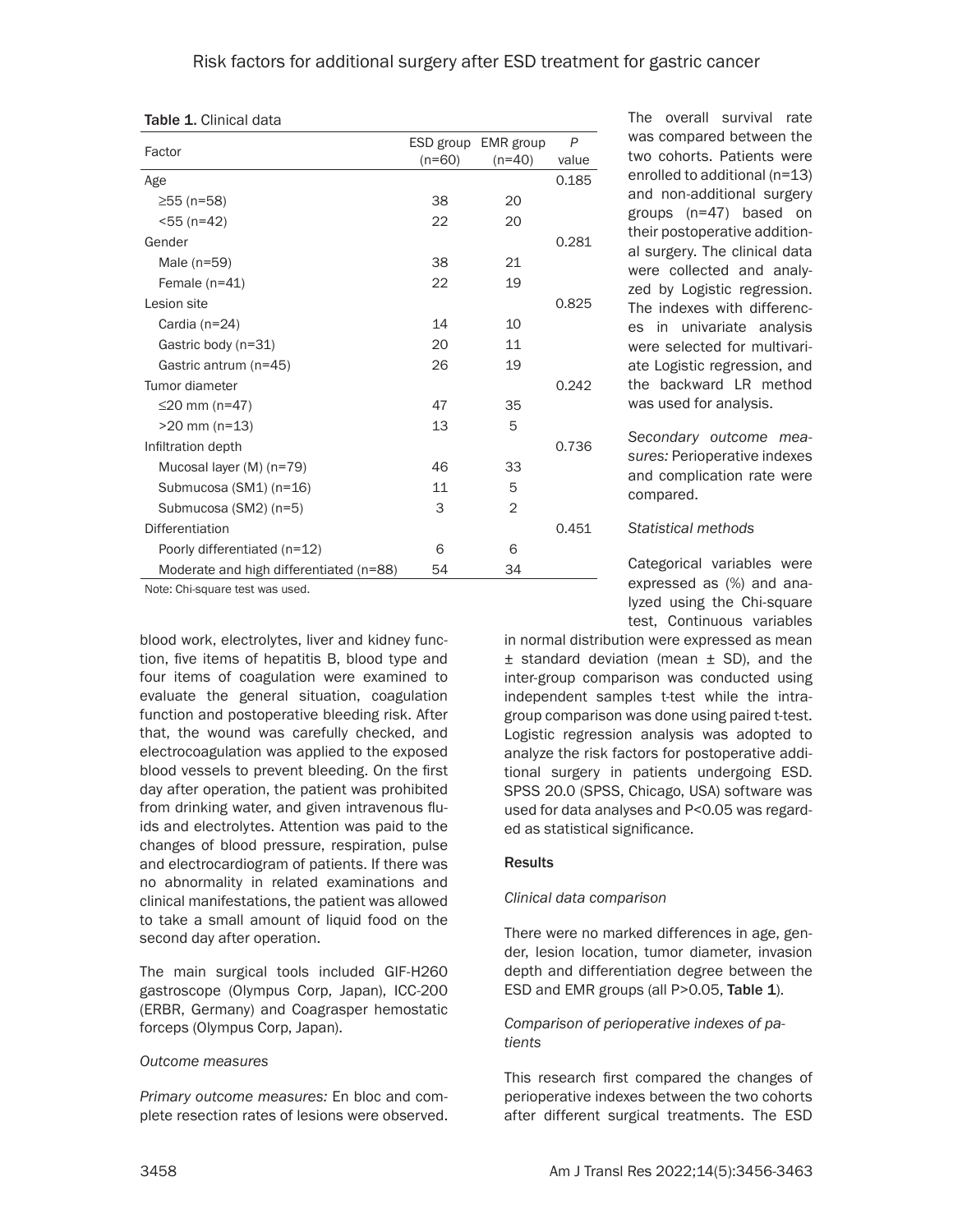Table 1. Clinical data

| Factor | ESD group (n=60) | EMR group (n=40) | *P* value |
|---|---|---|---|
| Age | | | 0.185 |
| ≥55 (n=58) | 38 | 20 | |
| <55 (n=42) | 22 | 20 | |
| Gender | | | 0.281 |
| Male (n=59) | 38 | 21 | |
| Female (n=41) | 22 | 19 | |
| Lesion site | | | 0.825 |
| Cardia (n=24) | 14 | 10 | |
| Gastric body (n=31) | 20 | 11 | |
| Gastric antrum (n=45) | 26 | 19 | |
| Tumor diameter | | | 0.242 |
| ≤20 mm (n=47) | 47 | 35 | |
| >20 mm (n=13) | 13 | 5 | |
| Infiltration depth | | | 0.736 |
| Mucosal layer (M) (n=79) | 46 | 33 | |
| Submucosa (SM1) (n=16) | 11 | 5 | |
| Submucosa (SM2) (n=5) | 3 | 2 | |
| Differentiation | | | 0.451 |
| Poorly differentiated (n=12) | 6 | 6 | |
| Moderate and high differentiated (n=88) | 54 | 34 | |

Note: Chi-square test was used.

blood work, electrolytes, liver and kidney function, five items of hepatitis B, blood type and four items of coagulation were examined to evaluate the general situation, coagulation function and postoperative bleeding risk. After that, the wound was carefully checked, and electrocoagulation was applied to the exposed blood vessels to prevent bleeding. On the first day after operation, the patient was prohibited from drinking water, and given intravenous fluids and electrolytes. Attention was paid to the changes of blood pressure, respiration, pulse and electrocardiogram of patients. If there was no abnormality in related examinations and clinical manifestations, the patient was allowed to take a small amount of liquid food on the second day after operation.

The main surgical tools included GIF-H260 gastroscope (Olympus Corp, Japan), ICC-200 (ERBR, Germany) and Coagrasper hemostatic forceps (Olympus Corp, Japan).

*Outcome measures*

*Primary outcome measures:* En bloc and complete resection rates of lesions were observed. The overall survival rate was compared between the two cohorts. Patients were enrolled to additional (n=13) and non-additional surgery groups (n=47) based on their postoperative additional surgery. The clinical data were collected and analyzed by Logistic regression. The indexes with differences in univariate analysis were selected for multivariate Logistic regression, and the backward LR method was used for analysis.

*Secondary outcome measures:* Perioperative indexes and complication rate were compared.

*Statistical methods*

Categorical variables were expressed as (%) and analyzed using the Chi-square test, Continuous variables in normal distribution were expressed as mean ± standard deviation (mean ± SD), and the inter-group comparison was conducted using independent samples t-test while the intra-group comparison was done using paired t-test. Logistic regression analysis was adopted to analyze the risk factors for postoperative additional surgery in patients undergoing ESD. SPSS 20.0 (SPSS, Chicago, USA) software was used for data analyses and P<0.05 was regarded as statistical significance.

## Results

*Clinical data comparison*

There were no marked differences in age, gender, lesion location, tumor diameter, invasion depth and differentiation degree between the ESD and EMR groups (all P>0.05, **Table 1**).

*Comparison of perioperative indexes of patients*

This research first compared the changes of perioperative indexes between the two cohorts after different surgical treatments. The ESD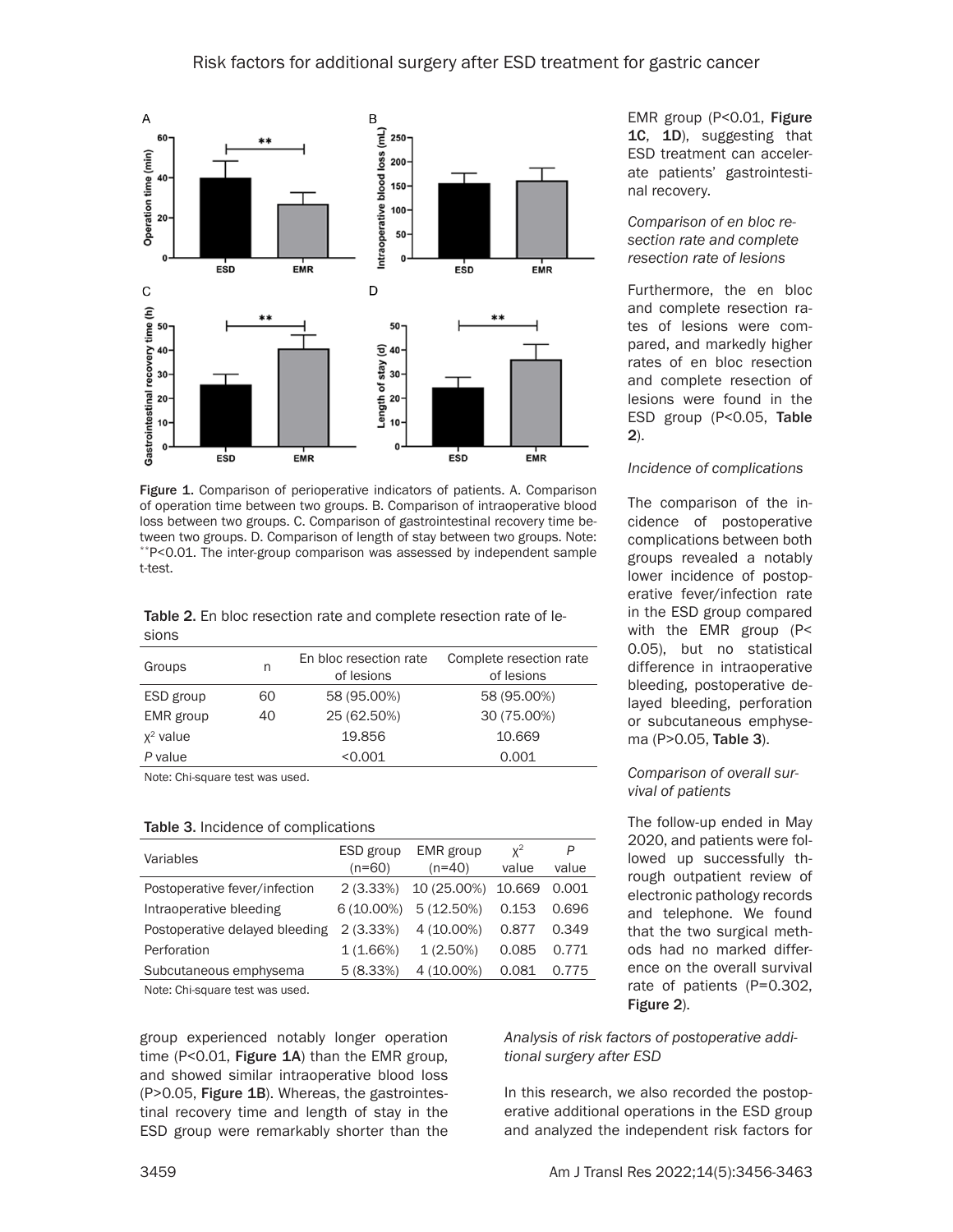Figure 1. Comparison of perioperative indicators of patients. A. Comparison of operation time between two groups. B. Comparison of intraoperative blood loss between two groups. C. Comparison of gastrointestinal recovery time between two groups. D. Comparison of length of stay between two groups. Note: **P<0.01. The inter-group comparison was assessed by independent sample t-test.

Table 2. En bloc resection rate and complete resection rate of lesions

| Groups | n | En bloc resection rate of lesions | Complete resection rate of lesions |
|---|---|---|---|
| ESD group | 60 | 58 (95.00%) | 58 (95.00%) |
| EMR group | 40 | 25 (62.50%) | 30 (75.00%) |
| $\chi^2$ value | | 19.856 | 10.669 |
| *P* value | | <0.001 | 0.001 |

Note: Chi-square test was used.

Table 3. Incidence of complications

| Variables | ESD group (n=60) | EMR group (n=40) | $\chi^2$ value | *P* value |
|---|---|---|---|---|
| Postoperative fever/infection | 2 (3.33%) | 10 (25.00%) | 10.669 | 0.001 |
| Intraoperative bleeding | 6 (10.00%) | 5 (12.50%) | 0.153 | 0.696 |
| Postoperative delayed bleeding | 2 (3.33%) | 4 (10.00%) | 0.877 | 0.349 |
| Perforation | 1 (1.66%) | 1 (2.50%) | 0.085 | 0.771 |
| Subcutaneous emphysema | 5 (8.33%) | 4 (10.00%) | 0.081 | 0.775 |

Note: Chi-square test was used.

group experienced notably longer operation time (P<0.01, **Figure 1A**) than the EMR group, and showed similar intraoperative blood loss (P>0.05, **Figure 1B**). Whereas, the gastrointestinal recovery time and length of stay in the ESD group were remarkably shorter than the EMR group (P<0.01, **Figure 1C**, **1D**), suggesting that ESD treatment can accelerate patients' gastrointestinal recovery.

*Comparison of en bloc resection rate and complete resection rate of lesions*

Furthermore, the en bloc and complete resection rates of lesions were compared, and markedly higher rates of en bloc resection and complete resection of lesions were found in the ESD group (P<0.05, **Table 2**).

*Incidence of complications*

The comparison of the incidence of postoperative complications between both groups revealed a notably lower incidence of postoperative fever/infection rate in the ESD group compared with the EMR group (P<0.05), but no statistical difference in intraoperative bleeding, postoperative delayed bleeding, perforation or subcutaneous emphysema (P>0.05, **Table 3**).

*Comparison of overall survival of patients*

The follow-up ended in May 2020, and patients were followed up successfully through outpatient review of electronic pathology records and telephone. We found that the two surgical methods had no marked difference on the overall survival rate of patients (P=0.302, **Figure 2**).

*Analysis of risk factors of postoperative additional surgery after ESD*

In this research, we also recorded the postoperative additional operations in the ESD group and analyzed the independent risk factors for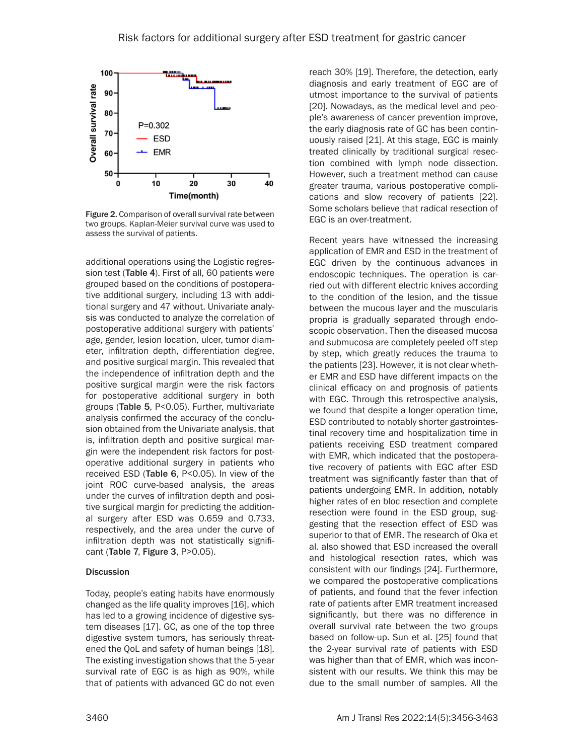Figure 2. Comparison of overall survival rate between two groups. Kaplan-Meier survival curve was used to assess the survival of patients.

additional operations using the Logistic regression test (**Table 4**). First of all, 60 patients were grouped based on the conditions of postoperative additional surgery, including 13 with additional surgery and 47 without. Univariate analysis was conducted to analyze the correlation of postoperative additional surgery with patients' age, gender, lesion location, ulcer, tumor diameter, infiltration depth, differentiation degree, and positive surgical margin. This revealed that the independence of infiltration depth and the positive surgical margin were the risk factors for postoperative additional surgery in both groups (**Table 5**, $P<0.05$). Further, multivariate analysis confirmed the accuracy of the conclusion obtained from the Univariate analysis, that is, infiltration depth and positive surgical margin were the independent risk factors for postoperative additional surgery in patients who received ESD (**Table 6**, $P<0.05$). In view of the joint ROC curve-based analysis, the areas under the curves of infiltration depth and positive surgical margin for predicting the additional surgery after ESD was 0.659 and 0.733, respectively, and the area under the curve of infiltration depth was not statistically significant (**Table 7**, **Figure 3**, $P>0.05$).

## Discussion

Today, people's eating habits have enormously changed as the life quality improves [16], which has led to a growing incidence of digestive system diseases [17]. GC, as one of the top three digestive system tumors, has seriously threatened the QoL and safety of human beings [18]. The existing investigation shows that the 5-year survival rate of EGC is as high as 90%, while that of patients with advanced GC do not even reach 30% [19]. Therefore, the detection, early diagnosis and early treatment of EGC are of utmost importance to the survival of patients [20]. Nowadays, as the medical level and people's awareness of cancer prevention improve, the early diagnosis rate of GC has been continuously raised [21]. At this stage, EGC is mainly treated clinically by traditional surgical resection combined with lymph node dissection. However, such a treatment method can cause greater trauma, various postoperative complications and slow recovery of patients [22]. Some scholars believe that radical resection of EGC is an over-treatment.

Recent years have witnessed the increasing application of EMR and ESD in the treatment of EGC driven by the continuous advances in endoscopic techniques. The operation is carried out with different electric knives according to the condition of the lesion, and the tissue between the mucous layer and the muscularis propria is gradually separated through endoscopic observation. Then the diseased mucosa and submucosa are completely peeled off step by step, which greatly reduces the trauma to the patients [23]. However, it is not clear whether EMR and ESD have different impacts on the clinical efficacy on and prognosis of patients with EGC. Through this retrospective analysis, we found that despite a longer operation time, ESD contributed to notably shorter gastrointestinal recovery time and hospitalization time in patients receiving ESD treatment compared with EMR, which indicated that the postoperative recovery of patients with EGC after ESD treatment was significantly faster than that of patients undergoing EMR. In addition, notably higher rates of en bloc resection and complete resection were found in the ESD group, suggesting that the resection effect of ESD was superior to that of EMR. The research of Oka et al. also showed that ESD increased the overall and histological resection rates, which was consistent with our findings [24]. Furthermore, we compared the postoperative complications of patients, and found that the fever infection rate of patients after EMR treatment increased significantly, but there was no difference in overall survival rate between the two groups based on follow-up. Sun et al. [25] found that the 2-year survival rate of patients with ESD was higher than that of EMR, which was inconsistent with our results. We think this may be due to the small number of samples. All the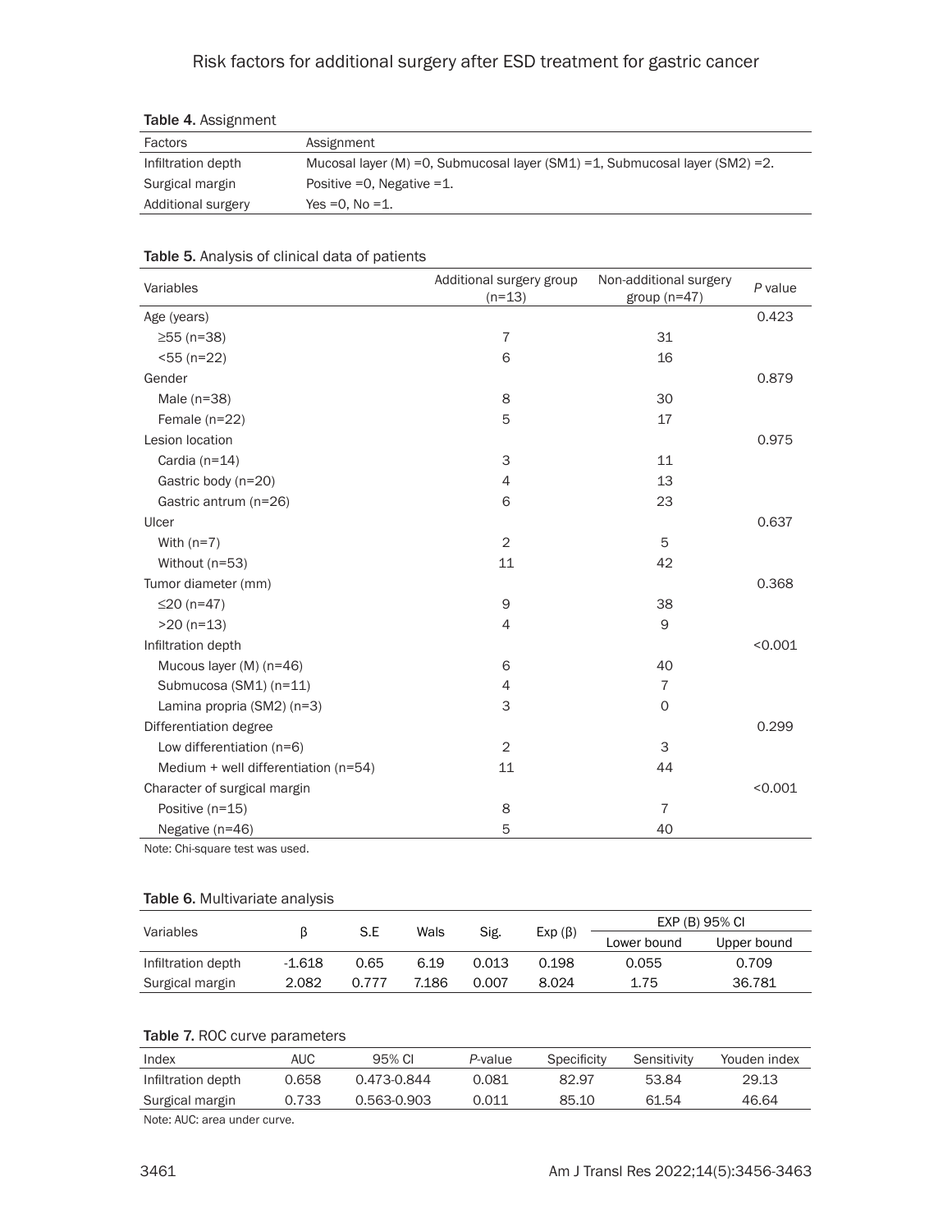Table 4. Assignment

| Factors | Assignment |
|---|---|
| Infiltration depth | Mucosal layer (M) =0, Submucosal layer (SM1) =1, Submucosal layer (SM2) =2. |
| Surgical margin | Positive =0, Negative =1. |
| Additional surgery | Yes =0, No =1. |

Table 5. Analysis of clinical data of patients

| Variables | Additional surgery group (n=13) | Non-additional surgery group (n=47) | *P* value |
|---|---|---|---|
| Age (years) | | | 0.423 |
| ≥55 (n=38) | 7 | 31 | |
| <55 (n=22) | 6 | 16 | |
| Gender | | | 0.879 |
| Male (n=38) | 8 | 30 | |
| Female (n=22) | 5 | 17 | |
| Lesion location | | | 0.975 |
| Cardia (n=14) | 3 | 11 | |
| Gastric body (n=20) | 4 | 13 | |
| Gastric antrum (n=26) | 6 | 23 | |
| Ulcer | | | 0.637 |
| With (n=7) | 2 | 5 | |
| Without (n=53) | 11 | 42 | |
| Tumor diameter (mm) | | | 0.368 |
| ≤20 (n=47) | 9 | 38 | |
| >20 (n=13) | 4 | 9 | |
| Infiltration depth | | | <0.001 |
| Mucous layer (M) (n=46) | 6 | 40 | |
| Submucosa (SM1) (n=11) | 4 | 7 | |
| Lamina propria (SM2) (n=3) | 3 | 0 | |
| Differentiation degree | | | 0.299 |
| Low differentiation (n=6) | 2 | 3 | |
| Medium + well differentiation (n=54) | 11 | 44 | |
| Character of surgical margin | | | <0.001 |
| Positive (n=15) | 8 | 7 | |
| Negative (n=46) | 5 | 40 | |

Note: Chi-square test was used.

Table 6. Multivariate analysis

| Variables | β | S.E | Wals | Sig. | Exp (β) | EXP (B) 95% CI | |
|---|---|---|---|---|---|---|---|
| | | | | | | Lower bound | Upper bound |
| Infiltration depth | -1.618 | 0.65 | 6.19 | 0.013 | 0.198 | 0.055 | 0.709 |
| Surgical margin | 2.082 | 0.777 | 7.186 | 0.007 | 8.024 | 1.75 | 36.781 |

Table 7. ROC curve parameters

| Index | AUC | 95% CI | *P*-value | Specificity | Sensitivity | Youden index |
|---|---|---|---|---|---|---|
| Infiltration depth | 0.658 | 0.473-0.844 | 0.081 | 82.97 | 53.84 | 29.13 |
| Surgical margin | 0.733 | 0.563-0.903 | 0.011 | 85.10 | 61.54 | 46.64 |

Note: AUC: area under curve.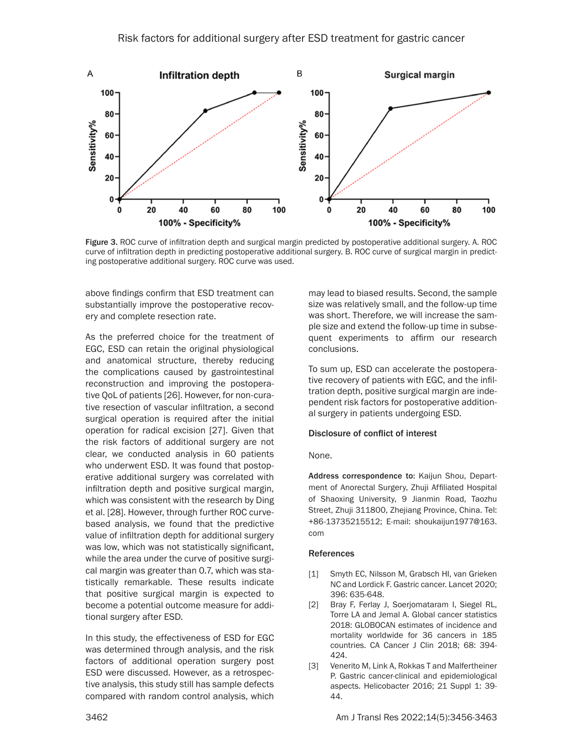Figure 3. ROC curve of infiltration depth and surgical margin predicted by postoperative additional surgery. A. ROC curve of infiltration depth in predicting postoperative additional surgery. B. ROC curve of surgical margin in predicting postoperative additional surgery. ROC curve was used.

above findings confirm that ESD treatment can substantially improve the postoperative recovery and complete resection rate.

As the preferred choice for the treatment of EGC, ESD can retain the original physiological and anatomical structure, thereby reducing the complications caused by gastrointestinal reconstruction and improving the postoperative QoL of patients [26]. However, for non-curative resection of vascular infiltration, a second surgical operation is required after the initial operation for radical excision [27]. Given that the risk factors of additional surgery are not clear, we conducted analysis in 60 patients who underwent ESD. It was found that postoperative additional surgery was correlated with infiltration depth and positive surgical margin, which was consistent with the research by Ding et al. [28]. However, through further ROC curve-based analysis, we found that the predictive value of infiltration depth for additional surgery was low, which was not statistically significant, while the area under the curve of positive surgical margin was greater than 0.7, which was statistically remarkable. These results indicate that positive surgical margin is expected to become a potential outcome measure for additional surgery after ESD.

In this study, the effectiveness of ESD for EGC was determined through analysis, and the risk factors of additional operation surgery post ESD were discussed. However, as a retrospective analysis, this study still has sample defects compared with random control analysis, which may lead to biased results. Second, the sample size was relatively small, and the follow-up time was short. Therefore, we will increase the sample size and extend the follow-up time in subsequent experiments to affirm our research conclusions.

To sum up, ESD can accelerate the postoperative recovery of patients with EGC, and the infiltration depth, positive surgical margin are independent risk factors for postoperative additional surgery in patients undergoing ESD.

#### Disclosure of conflict of interest

None.

**Address correspondence to:** Kaijun Shou, Department of Anorectal Surgery, Zhuji Affiliated Hospital of Shaoxing University, 9 Jianmin Road, Taozhu Street, Zhuji 311800, Zhejiang Province, China. Tel: +86-13735215512; E-mail: shoukaijun1977@163.com

#### References

[1] Smyth EC, Nilsson M, Grabsch HI, van Grieken NC and Lordick F. Gastric cancer. Lancet 2020; 396: 635-648.

[2] Bray F, Ferlay J, Soerjomataram I, Siegel RL, Torre LA and Jemal A. Global cancer statistics 2018: GLOBOCAN estimates of incidence and mortality worldwide for 36 cancers in 185 countries. CA Cancer J Clin 2018; 68: 394-424.

[3] Venerito M, Link A, Rokkas T and Malfertheiner P. Gastric cancer-clinical and epidemiological aspects. Helicobacter 2016; 21 Suppl 1: 39-44.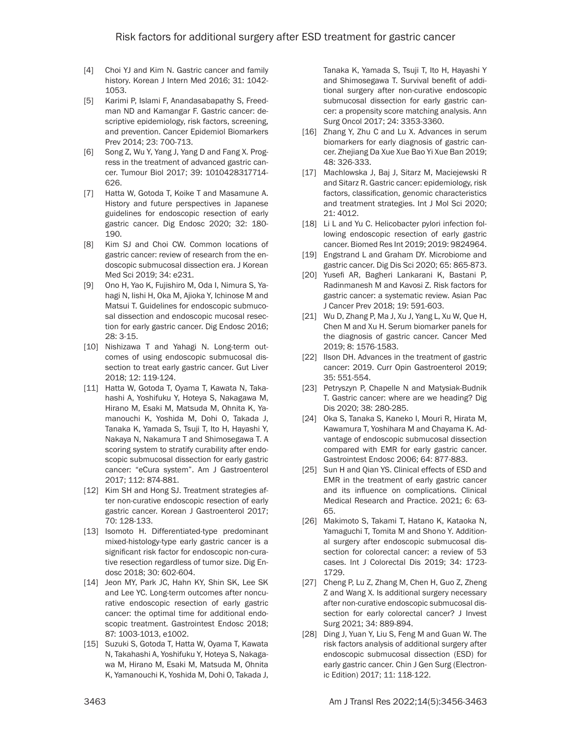[4] Choi YJ and Kim N. Gastric cancer and family history. Korean J Intern Med 2016; 31: 1042-1053.

[5] Karimi P, Islami F, Anandasabapathy S, Freedman ND and Kamangar F. Gastric cancer: descriptive epidemiology, risk factors, screening, and prevention. Cancer Epidemiol Biomarkers Prev 2014; 23: 700-713.

[6] Song Z, Wu Y, Yang J, Yang D and Fang X. Progress in the treatment of advanced gastric cancer. Tumour Biol 2017; 39: 1010428317714626.

[7] Hatta W, Gotoda T, Koike T and Masamune A. History and future perspectives in Japanese guidelines for endoscopic resection of early gastric cancer. Dig Endosc 2020; 32: 180-190.

[8] Kim SJ and Choi CW. Common locations of gastric cancer: review of research from the endoscopic submucosal dissection era. J Korean Med Sci 2019; 34: e231.

[9] Ono H, Yao K, Fujishiro M, Oda I, Nimura S, Yahagi N, Iishi H, Oka M, Ajioka Y, Ichinose M and Matsui T. Guidelines for endoscopic submucosal dissection and endoscopic mucosal resection for early gastric cancer. Dig Endosc 2016; 28: 3-15.

[10] Nishizawa T and Yahagi N. Long-term outcomes of using endoscopic submucosal dissection to treat early gastric cancer. Gut Liver 2018; 12: 119-124.

[11] Hatta W, Gotoda T, Oyama T, Kawata N, Takahashi A, Yoshifuku Y, Hoteya S, Nakagawa M, Hirano M, Esaki M, Matsuda M, Ohnita K, Yamanouchi K, Yoshida M, Dohi O, Takada J, Tanaka K, Yamada S, Tsuji T, Ito H, Hayashi Y, Nakaya N, Nakamura T and Shimosegawa T. A scoring system to stratify curability after endoscopic submucosal dissection for early gastric cancer: "eCura system". Am J Gastroenterol 2017; 112: 874-881.

[12] Kim SH and Hong SJ. Treatment strategies after non-curative endoscopic resection of early gastric cancer. Korean J Gastroenterol 2017; 70: 128-133.

[13] Isomoto H. Differentiated-type predominant mixed-histology-type early gastric cancer is a significant risk factor for endoscopic non-curative resection regardless of tumor size. Dig Endosc 2018; 30: 602-604.

[14] Jeon MY, Park JC, Hahn KY, Shin SK, Lee SK and Lee YC. Long-term outcomes after noncurative endoscopic resection of early gastric cancer: the optimal time for additional endoscopic treatment. Gastrointest Endosc 2018; 87: 1003-1013, e1002.

[15] Suzuki S, Gotoda T, Hatta W, Oyama T, Kawata N, Takahashi A, Yoshifuku Y, Hoteya S, Nakagawa M, Hirano M, Esaki M, Matsuda M, Ohnita K, Yamanouchi K, Yoshida M, Dohi O, Takada J, Tanaka K, Yamada S, Tsuji T, Ito H, Hayashi Y and Shimosegawa T. Survival benefit of additional surgery after non-curative endoscopic submucosal dissection for early gastric cancer: a propensity score matching analysis. Ann Surg Oncol 2017; 24: 3353-3360.

[16] Zhang Y, Zhu C and Lu X. Advances in serum biomarkers for early diagnosis of gastric cancer. Zhejiang Da Xue Xue Bao Yi Xue Ban 2019; 48: 326-333.

[17] Machlowska J, Baj J, Sitarz M, Maciejewski R and Sitarz R. Gastric cancer: epidemiology, risk factors, classification, genomic characteristics and treatment strategies. Int J Mol Sci 2020; 21: 4012.

[18] Li L and Yu C. Helicobacter pylori infection following endoscopic resection of early gastric cancer. Biomed Res Int 2019; 2019: 9824964.

[19] Engstrand L and Graham DY. Microbiome and gastric cancer. Dig Dis Sci 2020; 65: 865-873.

[20] Yusefi AR, Bagheri Lankarani K, Bastani P, Radinmanesh M and Kavosi Z. Risk factors for gastric cancer: a systematic review. Asian Pac J Cancer Prev 2018; 19: 591-603.

[21] Wu D, Zhang P, Ma J, Xu J, Yang L, Xu W, Que H, Chen M and Xu H. Serum biomarker panels for the diagnosis of gastric cancer. Cancer Med 2019; 8: 1576-1583.

[22] Ilson DH. Advances in the treatment of gastric cancer: 2019. Curr Opin Gastroenterol 2019; 35: 551-554.

[23] Petryszyn P, Chapelle N and Matysiak-Budnik T. Gastric cancer: where are we heading? Dig Dis 2020; 38: 280-285.

[24] Oka S, Tanaka S, Kaneko I, Mouri R, Hirata M, Kawamura T, Yoshihara M and Chayama K. Advantage of endoscopic submucosal dissection compared with EMR for early gastric cancer. Gastrointest Endosc 2006; 64: 877-883.

[25] Sun H and Qian YS. Clinical effects of ESD and EMR in the treatment of early gastric cancer and its influence on complications. Clinical Medical Research and Practice. 2021; 6: 63-65.

[26] Makimoto S, Takami T, Hatano K, Kataoka N, Yamaguchi T, Tomita M and Shono Y. Additional surgery after endoscopic submucosal dissection for colorectal cancer: a review of 53 cases. Int J Colorectal Dis 2019; 34: 1723-1729.

[27] Cheng P, Lu Z, Zhang M, Chen H, Guo Z, Zheng Z and Wang X. Is additional surgery necessary after non-curative endoscopic submucosal dissection for early colorectal cancer? J Invest Surg 2021; 34: 889-894.

[28] Ding J, Yuan Y, Liu S, Feng M and Guan W. The risk factors analysis of additional surgery after endoscopic submucosal dissection (ESD) for early gastric cancer. Chin J Gen Surg (Electronic Edition) 2017; 11: 118-122.